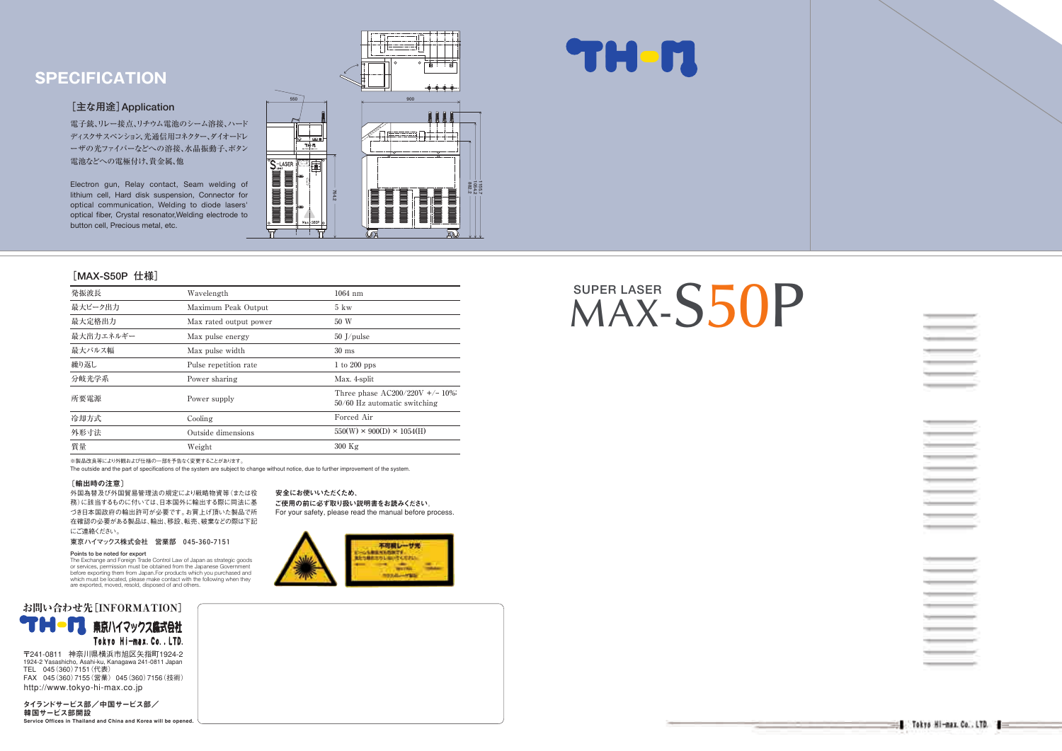# SPECIFICATION

## ［主な用途］Application

電子銃、リレー接点、リチウム電池のシーム溶接、ハードディスクサスペンション、光通信用コネクター、ダイオードレーザの光ファイバーなどへの溶接、水晶振動子、ボタン電池などへの電極付け、貴金属、他

Electron gun, Relay contact, Seam welding of lithium cell, Hard disk suspension, Connector for optical communication, Welding to diode lasers' optical fiber, Crystal resonator,Welding electrode to button cell, Precious metal, etc.

# SUPER LASER MAX-S50P

## ［MAX-S50P 仕様］

| 発振波長 | Wavelength | 1064 nm |
|---|---|---|
| 最大ピーク出力 | Maximum Peak Output | 5 kw |
| 最大定格出力 | Max rated output power | 50 W |
| 最大出力エネルギー | Max pulse energy | 50 J/pulse |
| 最大パルス幅 | Max pulse width | 30 ms |
| 繰り返し | Pulse repetition rate | 1 to 200 pps |
| 分岐光学系 | Power sharing | Max. 4-split |
| 所要電源 | Power supply | Three phase AC200/220V +/− 10%; 50/60 Hz automatic switching |
| 冷却方式 | Cooling | Forced Air |
| 外形寸法 | Outside dimensions | 550(W) × 900(D) × 1054(H) |
| 質量 | Weight | 300 Kg |

※製品改良等により外観および仕様の一部を予告なく変更することがあります。

The outside and the part of specifications of the system are subject to change without notice, due to further improvement of the system.

### ［輸出時の注意］

外国為替及び外国貿易管理法の規定により戦略物資等（または役務）に該当するものに付いては、日本国外に輸出する際に同法に基づき日本国政府の輸出許可が必要です。お買上げ頂いた製品で所在確認の必要がある製品は、輸出、移設、転売、破棄などの際は下記にご連絡ください。

東京ハイマックス株式会社　営業部　045-360-7151

**Points to be noted for export**

The Exchange and Foreign Trade Control Law of Japan as strategic goods or services, permission must be obtained from the Japanese Government before exporting them from Japan.For products which you purchased and which must be located, please make contact with the following when they are exported, moved, resold, disposed of and others.

**安全にお使いいただくため、ご使用の前に必ず取り扱い説明書をお読みください。**

For your safety, please read the manual before process.

## お問い合わせ先［INFORMATION］

東京ハイマックス株式会社
Tokyo Hi-max. Co., LTD.

〒241-0811　神奈川県横浜市旭区矢指町1924-2
1924-2 Yasashicho, Asahi-ku, Kanagawa 241-0811 Japan
TEL　045（360）7151（代表）
FAX　045（360）7155（営業）045（360）7156（技術）
http://www.tokyo-hi-max.co.jp

**タイランドサービス部／中国サービス部／韓国サービス部開設**

**Service Offices in Thailand and China and Korea will be opened.**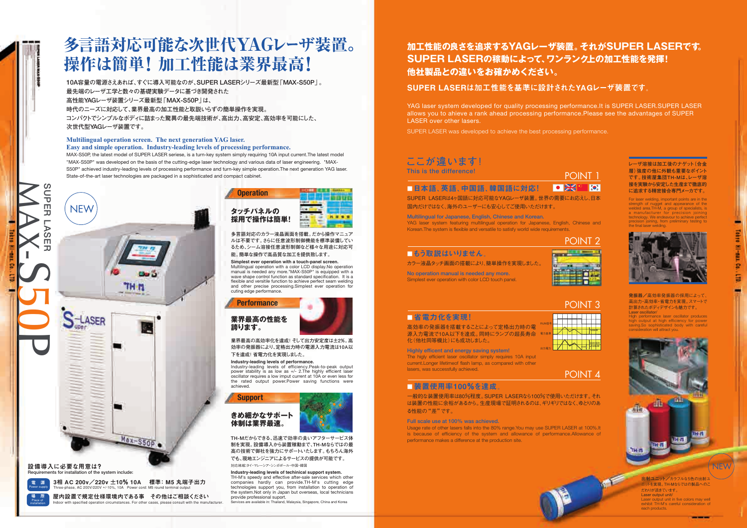# 多言語対応可能な次世代YAGレーザ装置。操作は簡単！加工性能は業界最高！

10A容量の電源さえあれば、すぐに導入可能なのが、SUPER LASERシリーズ最新型「MAX-S50P」。
最先端のレーザ工学と数々の基礎実験データに基づき開発された
高性能YAGレーザ装置シリーズ最新型「MAX-S50P」は、
時代のニーズに対応して、業界最高の加工性能と取扱いらずの簡単操作を実現。
コンパクトでシンプルなボディに詰まった驚異の最先端技術が、高出力、高安定、高効率を可能にした、
次世代型YAGレーザ装置です。

**Multilingual operation screen. The next generation YAG laser.**
**Easy and simple operation. Industry-leading levels of processing performance.**

MAX-S50P, the latest model of SUPER LASER seriese, is a turn-key system simply requiring 10A input current.The latest model "MAX-S50P" was developed on the basis of the cutting-edge laser technology and various data of laser engineering. "MAX-S50P" achieved industry-leading levels of processing performance and turn-key simple operation.The next generation YAG laser. State-of-the-art laser technologies are packaged in a sophisticated and compact cabinet.

SUPER LASER MAX-S50P

NEW

## Operation

### タッチパネルの採用で操作は簡単!

多言語対応のカラー液晶画面を搭載。だから操作マニュアルは不要です。さらに任意波形制御機能を標準装備しているため、シーム溶接任意波形制御など様々な用途に対応可能。簡単な操作で高品質な加工を提供致します。

**Simplest ever operation with a touch-panel screen.**
Multilingual operation with a color LCD display.No operation manual is needed any more."MAX-S50P" is equipped with a wave shape control function as standard specification. It is a flexible and versitile function to achieve perfect seam welding and other precise processing.Simplest ever operation for cutting edge performance.

## Performance

### 業界最高の性能を誇ります。

業界最高の高効率化を達成! そして出力安定度は±2%。高効率の発振器により、定格出力時の電源入力電流は10A以下を達成! 省電力化を実現しました。

**Industry-leading levels of performance.**
Industry-leading levels of efficiency.Peak-to-peak output power stability is as low as +/- 2.The highly efficient laser oscillator requires a low input current at 10A or even less for the rated output power.Power saving functions were achieved.

## Support

### きめ細かなサポート体制は業界最速。

TH-Mだからできる、迅速で効率の良いアフターサービス体制を実現。設備導入から装置稼動まで、TH-Mならではの最高の技術で御社を強力にサポートいたします。もちろん海外でも、現地エンジニアによるサービスの提供が可能です。

対応地域:タイ・マレーシア・シンガポール・中国・韓国

**Industry-leading levels of techinical support system.**
TH-M's speedy and effective after-sale services which other companies hardly can provide.TH-M's cutting edge technologies support you, from installation to operation of the system.Not only in Japan but overseas, local technicians provide professional support.
Services are available in: Thailand, Malaysia, Singapore, China and Korea

**設備導入に必要な用意は?**
Requirements for installation of the system include:

| | |
|---|---|
| 電源 Power supply | 3相 AC 200v／220v ±10% 10A　標準: M5 丸端子出力<br>Three-phase, AC 200V/220V +/-10%, 10A Power cord: M5 round terminal output |
| 場所 Place of installation | 屋内設置で規定仕様環境内である事　その他はご相談ください<br>Indoor with specified operation circumstances. For other cases, please consult with the manufacturer. |

# 加工性能の良さを追求するYAGレーザ装置。それがSUPER LASERです。SUPER LASERの稼動によって、ワンランク上の加工性能を発揮! 他社製品との違いをお確かめください。

## SUPER LASERは加工性能を基準に設計されたYAGレーザ装置です。

YAG laser system developed for quality processing performance.It is SUPER LASER.SUPER LASER allows you to have a rank ahead processing performance.Please see the advantages of SUPER LASER over other lasers.

SUPER LASER was developed to achieve the best processing performance.

## ここが違います!
**This is the difference!**

### POINT 1

**■日本語、英語、中国語、韓国語に対応!**

SUPER LASERは4ヶ国語に対応可能なYAGレーザ装置。世界の需要にお応えし、日本国内だけではなく、海外のユーザーにも安心してご使用いただけます。

**Multilingual for Japanese, English, Chinese and Korean.**
YAG laser system featuring multilingual operation for Japanese, English, Chinese and Korean.The system is flexible and versatile to satisfy world wide requirements.

### POINT 2

**■もう取説はいりません。**

カラー液晶タッチ画面の搭載により、簡単操作を実現しました。

**No operation manual is needed any more.**
Simplest ever operation with color LCD touch panel.

### POINT 3

**■省電力化を実現!**

高効率の発振器を搭載することによって定格出力時の電源入力電流で10A以下を達成。同時にランプの超長寿命化（他社同等機比）にも成功しました。

**Highly efficent and energy saving system!**
The higly efficient laser oscillator simply requires 10A input current.Longer lifetimeof flash lamp, as compared with other lasers, was successfully achieved.

### POINT 4

**■装置使用率100%を達成。**

一般的な装置使用率は80%程度。SUPER LASERなら100%で使用いただけます。それは装置の性能に余裕があるから。生産現場で証明されるのは、ギリギリではなく、ゆとりのある性能の"差"です。

**Full scale use at 100% was achieved.**
Usage rate of other lasers falls into the 80% range.You may use SUPER LASER at 100%.It is because of efficiency of the system and allowance of performance.Allowance of performance makes a difference at the production site.

レーザ溶接は加工後のナゲット（合金層）強度の他に外観も重要なポイントです。技術屋集団TH-Mは、レーザ溶接を実験から安定した生産まで徹底的に追求する精密接合専門メーカです。

For laser welding, important points are in the strength of nugget and appearance of the welded area.TH-M, a group of specialists, is a manufacturer for precision joining technology. We endeavour to achieve perfect precision joining, from preliminary testing to the final laser welding.

発振器／高効率発振器の採用によって、高出力・高効率・省電力を実現。スマートで計算されたボディデザインも魅力です。

**Laser oscillator/**
High performance laser oscillator produces high output at high efficiency for power saving.So sophisticated body with careful consideration will attract you.

NEW

出射ユニット／カラフルな5色の出射ユニットを実現。TH-Mならではの製品へのこだわりが活きています。

**Laser output unit/**
Laser output unit in five colors may well exhibit TH-M's careful consideration of each products.